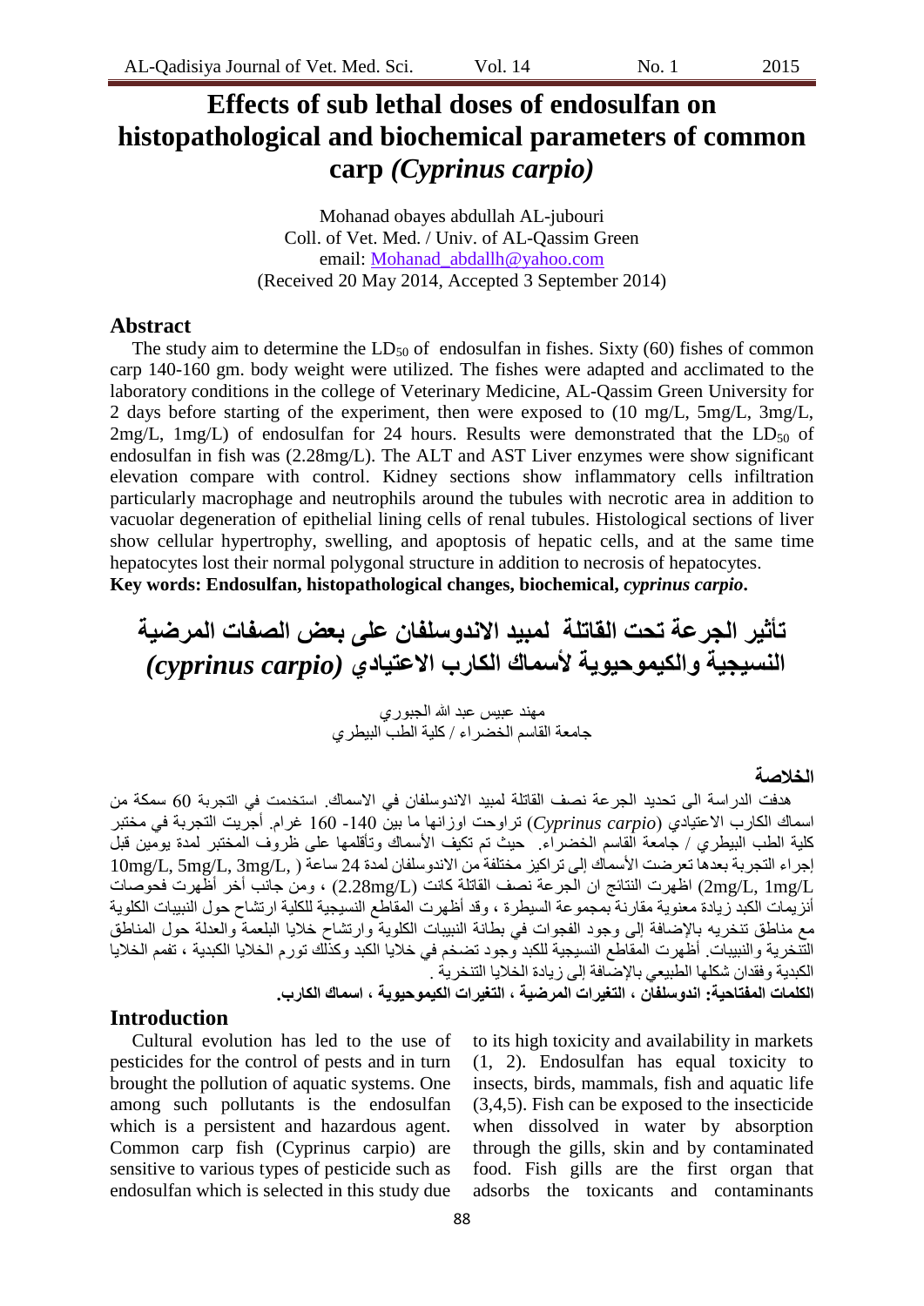# Effects of sub lethal doses of endosulfan on histopathological and biochemical parameters of common carp *(Cyprinus carpio)*

Mohanad obayes abdullah AL-jubouri
Coll. of Vet. Med. / Univ. of AL-Qassim Green
email: Mohanad_abdallh@yahoo.com
(Received 20 May 2014, Accepted 3 September 2014)

## Abstract

The study aim to determine the $LD_{50}$ of endosulfan in fishes. Sixty (60) fishes of common carp 140-160 gm. body weight were utilized. The fishes were adapted and acclimated to the laboratory conditions in the college of Veterinary Medicine, AL-Qassim Green University for 2 days before starting of the experiment, then were exposed to (10 mg/L, 5mg/L, 3mg/L, 2mg/L, 1mg/L) of endosulfan for 24 hours. Results were demonstrated that the $LD_{50}$ of endosulfan in fish was (2.28mg/L). The ALT and AST Liver enzymes were show significant elevation compare with control. Kidney sections show inflammatory cells infiltration particularly macrophage and neutrophils around the tubules with necrotic area in addition to vacuolar degeneration of epithelial lining cells of renal tubules. Histological sections of liver show cellular hypertrophy, swelling, and apoptosis of hepatic cells, and at the same time hepatocytes lost their normal polygonal structure in addition to necrosis of hepatocytes.

**Key words: Endosulfan, histopathological changes, biochemical, *cyprinus carpio*.**

# تأثير الجرعة تحت القاتلة لمبيد الاندوسلفان على بعض الصفات المرضية النسيجية والكيموحيوية لأسماك الكارب الاعتيادي *(cyprinus carpio)*

مهند عبيس عبد الله الجبوري
جامعة القاسم الخضراء / كلية الطب البيطري

## الخلاصة

هدفت الدراسة الى تحديد الجرعة نصف القاتلة لمبيد الاندوسلفان في الاسماك. استخدمت في التجربة 60 سمكة من اسماك الكارب الاعتيادي (*Cyprinus carpio*) تراوحت اوزانها ما بين 140- 160 غرام. أجريت التجربة في مختبر كلية الطب البيطري / جامعة القاسم الخضراء. حيث تم تكيف الأسماك وتأقلمها على ظروف المختبر لمدة يومين قبل إجراء التجربة بعدها تعرضت الأسماك إلى تراكيز مختلفة من الاندوسلفان لمدة 24 ساعة ( ,10mg/L, 5mg/L, 3mg/L 2mg/L, 1mg/L) اظهرت النتائج ان الجرعة نصف القاتلة كانت (2.28mg/L) ، ومن جانب أخر أظهرت فحوصات أنزيمات الكبد زيادة معنوية مقارنة بمجموعة السيطرة ، وقد أظهرت المقاطع النسيجية للكلية ارتشاح حول النبيبات الكلوية مع مناطق تنخريه بالإضافة إلى وجود الفجوات في بطانة النبيبات الكلوية وارتشاح خلايا البلعمة والعدلة حول المناطق التنخرية والنبيبات. أظهرت المقاطع النسيجية للكبد وجود تضخم في خلايا الكبد وكذلك تورم الخلايا الكبدية ، تفمم الخلايا الكبدية وفقدان شكلها الطبيعي بالإضافة إلى زيادة الخلايا التنخرية .

**الكلمات المفتاحية: اندوسلفان ، التغيرات المرضية ، التغيرات الكيموحيوية ، اسماك الكارب.**

## Introduction

Cultural evolution has led to the use of pesticides for the control of pests and in turn brought the pollution of aquatic systems. One among such pollutants is the endosulfan which is a persistent and hazardous agent. Common carp fish (Cyprinus carpio) are sensitive to various types of pesticide such as endosulfan which is selected in this study due to its high toxicity and availability in markets (1, 2). Endosulfan has equal toxicity to insects, birds, mammals, fish and aquatic life (3,4,5). Fish can be exposed to the insecticide when dissolved in water by absorption through the gills, skin and by contaminated food. Fish gills are the first organ that adsorbs the toxicants and contaminants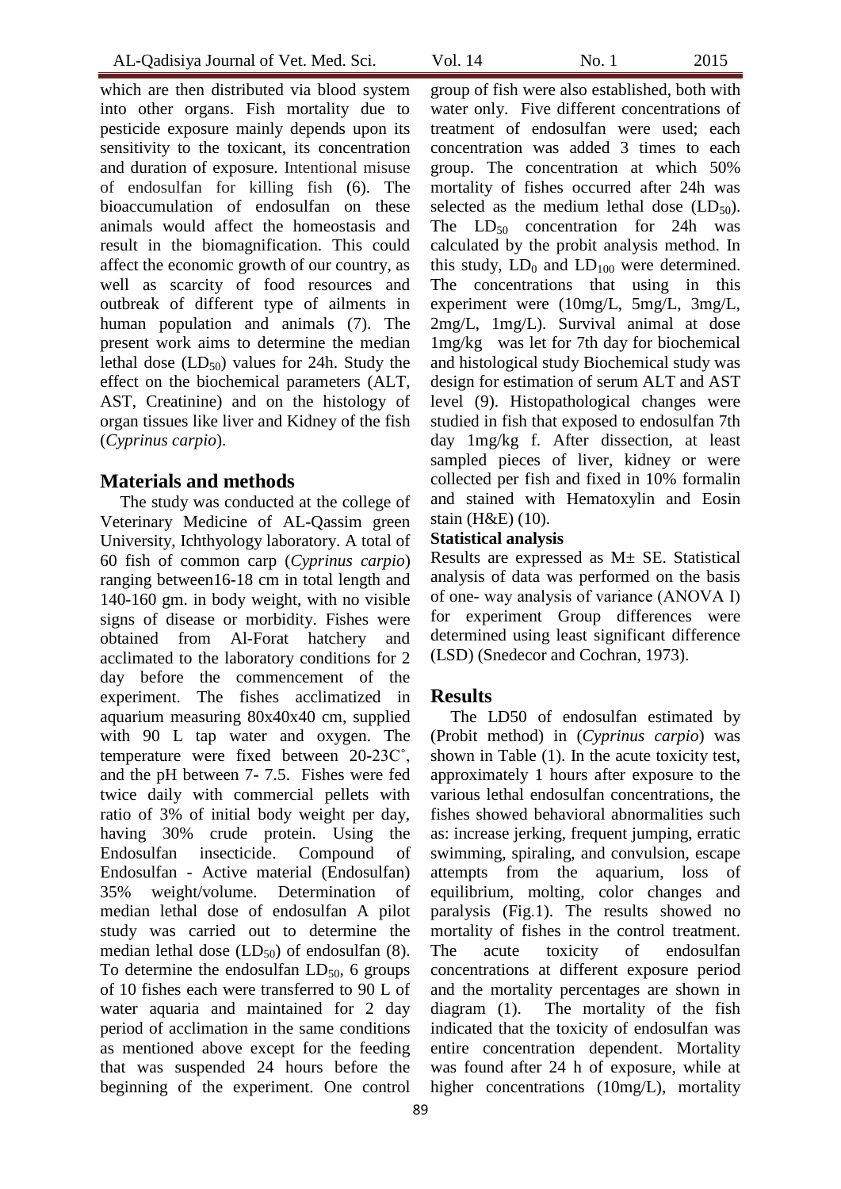which are then distributed via blood system into other organs. Fish mortality due to pesticide exposure mainly depends upon its sensitivity to the toxicant, its concentration and duration of exposure. Intentional misuse of endosulfan for killing fish (6). The bioaccumulation of endosulfan on these animals would affect the homeostasis and result in the biomagnification. This could affect the economic growth of our country, as well as scarcity of food resources and outbreak of different type of ailments in human population and animals (7). The present work aims to determine the median lethal dose ($LD_{50}$) values for 24h. Study the effect on the biochemical parameters (ALT, AST, Creatinine) and on the histology of organ tissues like liver and Kidney of the fish (*Cyprinus carpio*).

## Materials and methods

The study was conducted at the college of Veterinary Medicine of AL-Qassim green University, Ichthyology laboratory. A total of 60 fish of common carp (*Cyprinus carpio*) ranging between16-18 cm in total length and 140-160 gm. in body weight, with no visible signs of disease or morbidity. Fishes were obtained from Al-Forat hatchery and acclimated to the laboratory conditions for 2 day before the commencement of the experiment. The fishes acclimatized in aquarium measuring 80x40x40 cm, supplied with 90 L tap water and oxygen. The temperature were fixed between 20-23C˚, and the pH between 7- 7.5. Fishes were fed twice daily with commercial pellets with ratio of 3% of initial body weight per day, having 30% crude protein. Using the Endosulfan insecticide. Compound of Endosulfan - Active material (Endosulfan) 35% weight/volume. Determination of median lethal dose of endosulfan A pilot study was carried out to determine the median lethal dose ($LD_{50}$) of endosulfan (8). To determine the endosulfan $LD_{50}$, 6 groups of 10 fishes each were transferred to 90 L of water aquaria and maintained for 2 day period of acclimation in the same conditions as mentioned above except for the feeding that was suspended 24 hours before the beginning of the experiment. One control group of fish were also established, both with water only. Five different concentrations of treatment of endosulfan were used; each concentration was added 3 times to each group. The concentration at which 50% mortality of fishes occurred after 24h was selected as the medium lethal dose ($LD_{50}$). The $LD_{50}$ concentration for 24h was calculated by the probit analysis method. In this study, $LD_0$ and $LD_{100}$ were determined. The concentrations that using in this experiment were (10mg/L, 5mg/L, 3mg/L, 2mg/L, 1mg/L). Survival animal at dose 1mg/kg was let for 7th day for biochemical and histological study Biochemical study was design for estimation of serum ALT and AST level (9). Histopathological changes were studied in fish that exposed to endosulfan 7th day 1mg/kg f. After dissection, at least sampled pieces of liver, kidney or were collected per fish and fixed in 10% formalin and stained with Hematoxylin and Eosin stain (H&E) (10).

### Statistical analysis

Results are expressed as M± SE. Statistical analysis of data was performed on the basis of one- way analysis of variance (ANOVA I) for experiment Group differences were determined using least significant difference (LSD) (Snedecor and Cochran, 1973).

## Results

The LD50 of endosulfan estimated by (Probit method) in (*Cyprinus carpio*) was shown in Table (1). In the acute toxicity test, approximately 1 hours after exposure to the various lethal endosulfan concentrations, the fishes showed behavioral abnormalities such as: increase jerking, frequent jumping, erratic swimming, spiraling, and convulsion, escape attempts from the aquarium, loss of equilibrium, molting, color changes and paralysis (Fig.1). The results showed no mortality of fishes in the control treatment. The acute toxicity of endosulfan concentrations at different exposure period and the mortality percentages are shown in diagram (1). The mortality of the fish indicated that the toxicity of endosulfan was entire concentration dependent. Mortality was found after 24 h of exposure, while at higher concentrations (10mg/L), mortality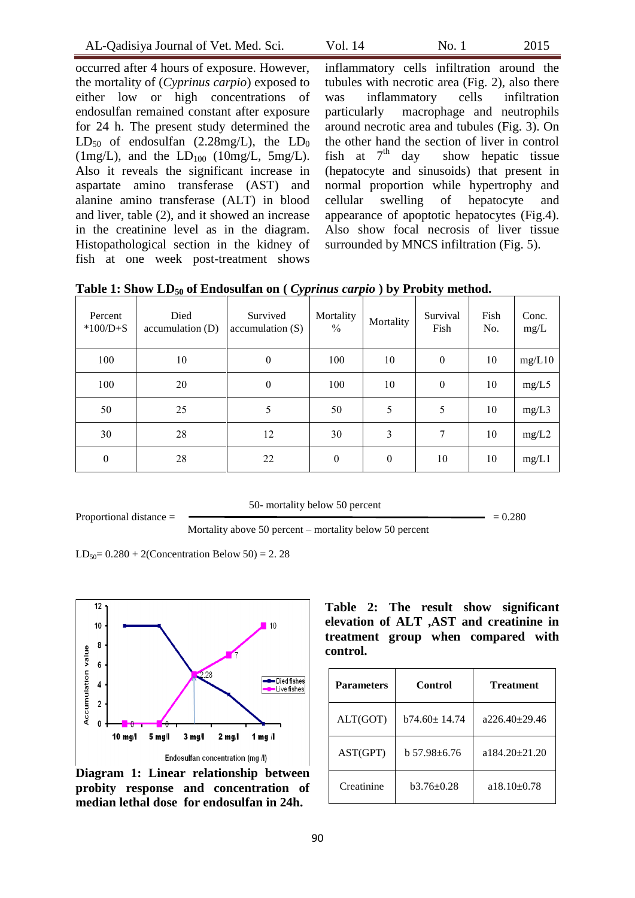occurred after 4 hours of exposure. However, the mortality of (*Cyprinus carpio*) exposed to either low or high concentrations of endosulfan remained constant after exposure for 24 h. The present study determined the $LD_{50}$ of endosulfan (2.28mg/L), the $LD_0$ (1mg/L), and the $LD_{100}$ (10mg/L, 5mg/L). Also it reveals the significant increase in aspartate amino transferase (AST) and alanine amino transferase (ALT) in blood and liver, table (2), and it showed an increase in the creatinine level as in the diagram. Histopathological section in the kidney of fish at one week post-treatment shows inflammatory cells infiltration around the tubules with necrotic area (Fig. 2), also there was inflammatory cells infiltration particularly macrophage and neutrophils around necrotic area and tubules (Fig. 3). On the other hand the section of liver in control fish at 7[th] day show hepatic tissue (hepatocyte and sinusoids) that present in normal proportion while hypertrophy and cellular swelling of hepatocyte and appearance of apoptotic hepatocytes (Fig.4). Also show focal necrosis of liver tissue surrounded by MNCS infiltration (Fig. 5).

**Table 1: Show $LD_{50}$ of Endosulfan on ( *Cyprinus carpio* ) by Probity method.**

| Percent *100/D+S | Died accumulation (D) | Survived accumulation (S) | Mortality % | Mortality | Survival Fish | Fish No. | Conc. mg/L |
|---|---|---|---|---|---|---|---|
| 100 | 10 | 0 | 100 | 10 | 0 | 10 | mg/L10 |
| 100 | 20 | 0 | 100 | 10 | 0 | 10 | mg/L5 |
| 50 | 25 | 5 | 50 | 5 | 5 | 10 | mg/L3 |
| 30 | 28 | 12 | 30 | 3 | 7 | 10 | mg/L2 |
| 0 | 28 | 22 | 0 | 0 | 10 | 10 | mg/L1 |

$$\text{Proportional distance} = \frac{\text{50- mortality below 50 percent}}{\text{Mortality above 50 percent – mortality below 50 percent}} = 0.280$$

$LD_{50}$= 0.280 + 2(Concentration Below 50) = 2. 28

**Diagram 1: Linear relationship between probity response and concentration of median lethal dose for endosulfan in 24h.**

**Table 2: The result show significant elevation of ALT ,AST and creatinine in treatment group when compared with control.**

| Parameters | Control | Treatment |
|---|---|---|
| ALT(GOT) | b74.60± 14.74 | a226.40±29.46 |
| AST(GPT) | b 57.98±6.76 | a184.20±21.20 |
| Creatinine | b3.76±0.28 | a18.10±0.78 |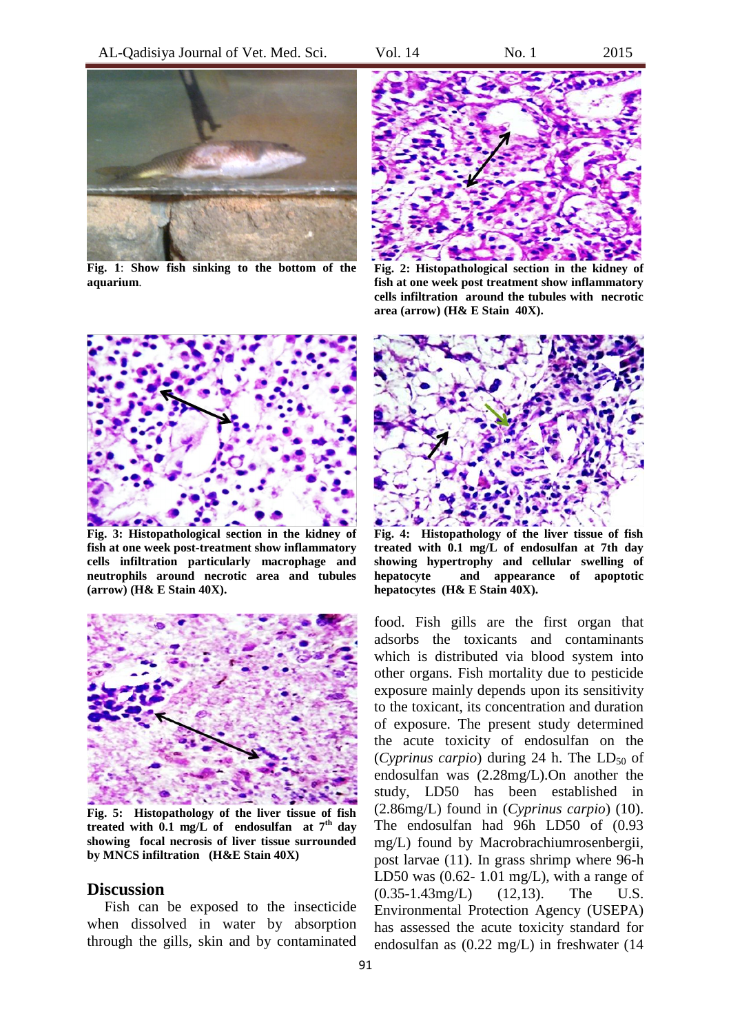**Fig. 1**: **Show fish sinking to the bottom of the aquarium**.

**Fig. 2: Histopathological section in the kidney of fish at one week post treatment show inflammatory cells infiltration around the tubules with necrotic area (arrow) (H& E Stain 40X).**

**Fig. 3: Histopathological section in the kidney of fish at one week post-treatment show inflammatory cells infiltration particularly macrophage and neutrophils around necrotic area and tubules (arrow) (H& E Stain 40X).**

**Fig. 4: Histopathology of the liver tissue of fish treated with 0.1 mg/L of endosulfan at 7th day showing hypertrophy and cellular swelling of hepatocyte and appearance of apoptotic hepatocytes (H& E Stain 40X).**

**Fig. 5: Histopathology of the liver tissue of fish treated with 0.1 mg/L of endosulfan at 7th day showing focal necrosis of liver tissue surrounded by MNCS infiltration (H&E Stain 40X)**

## Discussion

Fish can be exposed to the insecticide when dissolved in water by absorption through the gills, skin and by contaminated food. Fish gills are the first organ that adsorbs the toxicants and contaminants which is distributed via blood system into other organs. Fish mortality due to pesticide exposure mainly depends upon its sensitivity to the toxicant, its concentration and duration of exposure. The present study determined the acute toxicity of endosulfan on the (*Cyprinus carpio*) during 24 h. The $LD_{50}$ of endosulfan was (2.28mg/L).On another the study, LD50 has been established in (2.86mg/L) found in (*Cyprinus carpio*) (10). The endosulfan had 96h LD50 of (0.93 mg/L) found by Macrobrachiumrosenbergii, post larvae (11). In grass shrimp where 96-h LD50 was (0.62- 1.01 mg/L), with a range of (0.35-1.43mg/L) (12,13). The U.S. Environmental Protection Agency (USEPA) has assessed the acute toxicity standard for endosulfan as (0.22 mg/L) in freshwater (14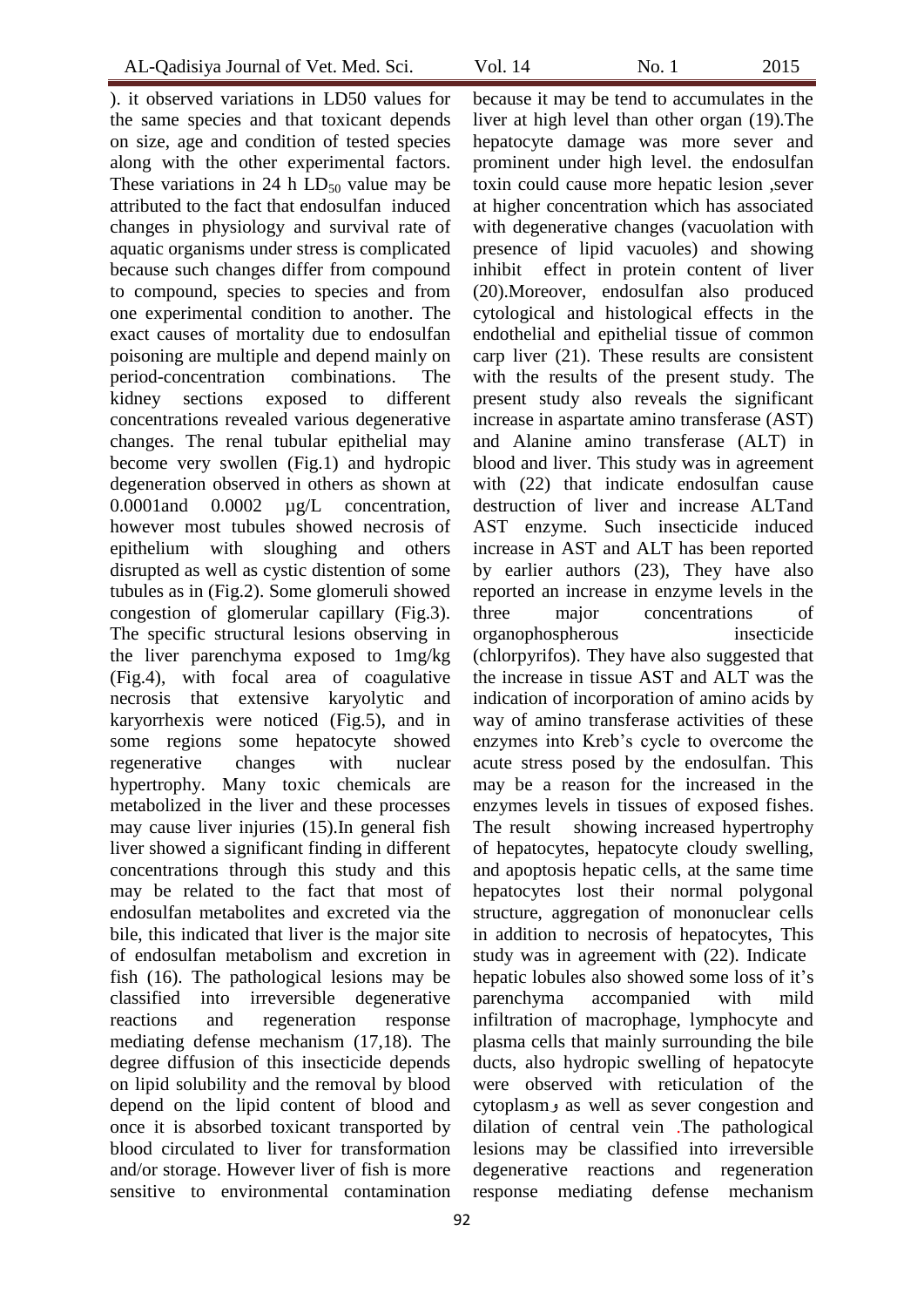). it observed variations in LD50 values for the same species and that toxicant depends on size, age and condition of tested species along with the other experimental factors. These variations in 24 h $LD_{50}$ value may be attributed to the fact that endosulfan induced changes in physiology and survival rate of aquatic organisms under stress is complicated because such changes differ from compound to compound, species to species and from one experimental condition to another. The exact causes of mortality due to endosulfan poisoning are multiple and depend mainly on period-concentration combinations. The kidney sections exposed to different concentrations revealed various degenerative changes. The renal tubular epithelial may become very swollen (Fig.1) and hydropic degeneration observed in others as shown at 0.0001and 0.0002 µg/L concentration, however most tubules showed necrosis of epithelium with sloughing and others disrupted as well as cystic distention of some tubules as in (Fig.2). Some glomeruli showed congestion of glomerular capillary (Fig.3). The specific structural lesions observing in the liver parenchyma exposed to 1mg/kg (Fig.4), with focal area of coagulative necrosis that extensive karyolytic and karyorrhexis were noticed (Fig.5), and in some regions some hepatocyte showed regenerative changes with nuclear hypertrophy. Many toxic chemicals are metabolized in the liver and these processes may cause liver injuries (15).In general fish liver showed a significant finding in different concentrations through this study and this may be related to the fact that most of endosulfan metabolites and excreted via the bile, this indicated that liver is the major site of endosulfan metabolism and excretion in fish (16). The pathological lesions may be classified into irreversible degenerative reactions and regeneration response mediating defense mechanism (17,18). The degree diffusion of this insecticide depends on lipid solubility and the removal by blood depend on the lipid content of blood and once it is absorbed toxicant transported by blood circulated to liver for transformation and/or storage. However liver of fish is more sensitive to environmental contamination because it may be tend to accumulates in the liver at high level than other organ (19).The hepatocyte damage was more sever and prominent under high level. the endosulfan toxin could cause more hepatic lesion ,sever at higher concentration which has associated with degenerative changes (vacuolation with presence of lipid vacuoles) and showing inhibit effect in protein content of liver (20).Moreover, endosulfan also produced cytological and histological effects in the endothelial and epithelial tissue of common carp liver (21). These results are consistent with the results of the present study. The present study also reveals the significant increase in aspartate amino transferase (AST) and Alanine amino transferase (ALT) in blood and liver. This study was in agreement with (22) that indicate endosulfan cause destruction of liver and increase ALTand AST enzyme. Such insecticide induced increase in AST and ALT has been reported by earlier authors (23), They have also reported an increase in enzyme levels in the three major concentrations of organophospherous insecticide (chlorpyrifos). They have also suggested that the increase in tissue AST and ALT was the indication of incorporation of amino acids by way of amino transferase activities of these enzymes into Kreb's cycle to overcome the acute stress posed by the endosulfan. This may be a reason for the increased in the enzymes levels in tissues of exposed fishes. The result showing increased hypertrophy of hepatocytes, hepatocyte cloudy swelling, and apoptosis hepatic cells, at the same time hepatocytes lost their normal polygonal structure, aggregation of mononuclear cells in addition to necrosis of hepatocytes, This study was in agreement with (22). Indicate hepatic lobules also showed some loss of it's parenchyma accompanied with mild infiltration of macrophage, lymphocyte and plasma cells that mainly surrounding the bile ducts, also hydropic swelling of hepatocyte were observed with reticulation of the cytoplasmو as well as sever congestion and dilation of central vein .The pathological lesions may be classified into irreversible degenerative reactions and regeneration response mediating defense mechanism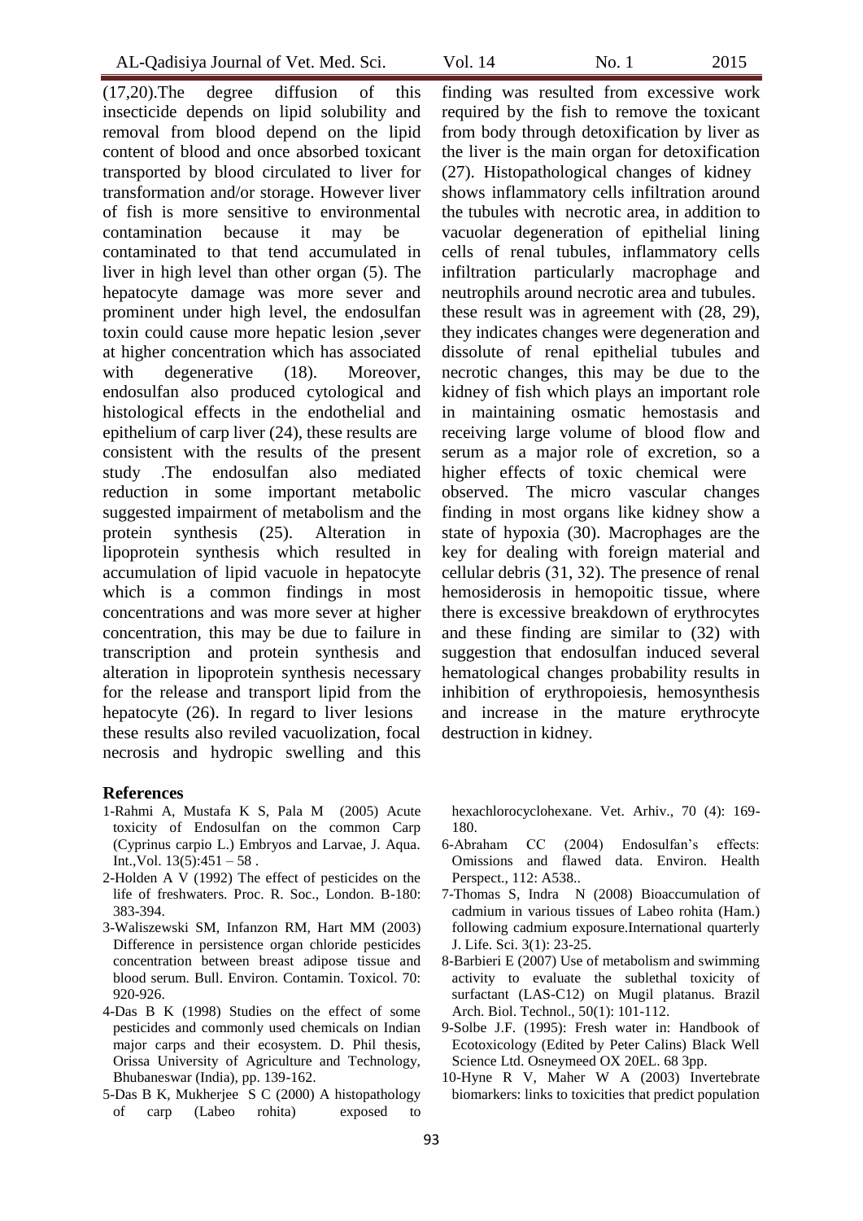(17,20).The degree diffusion of this insecticide depends on lipid solubility and removal from blood depend on the lipid content of blood and once absorbed toxicant transported by blood circulated to liver for transformation and/or storage. However liver of fish is more sensitive to environmental contamination because it may be contaminated to that tend accumulated in liver in high level than other organ (5). The hepatocyte damage was more sever and prominent under high level, the endosulfan toxin could cause more hepatic lesion ,sever at higher concentration which has associated with degenerative (18). Moreover, endosulfan also produced cytological and histological effects in the endothelial and epithelium of carp liver (24), these results are consistent with the results of the present study .The endosulfan also mediated reduction in some important metabolic suggested impairment of metabolism and the protein synthesis (25). Alteration in lipoprotein synthesis which resulted in accumulation of lipid vacuole in hepatocyte which is a common findings in most concentrations and was more sever at higher concentration, this may be due to failure in transcription and protein synthesis and alteration in lipoprotein synthesis necessary for the release and transport lipid from the hepatocyte (26). In regard to liver lesions these results also reviled vacuolization, focal necrosis and hydropic swelling and this finding was resulted from excessive work required by the fish to remove the toxicant from body through detoxification by liver as the liver is the main organ for detoxification (27). Histopathological changes of kidney shows inflammatory cells infiltration around the tubules with necrotic area, in addition to vacuolar degeneration of epithelial lining cells of renal tubules, inflammatory cells infiltration particularly macrophage and neutrophils around necrotic area and tubules. these result was in agreement with (28, 29), they indicates changes were degeneration and dissolute of renal epithelial tubules and necrotic changes, this may be due to the kidney of fish which plays an important role in maintaining osmatic hemostasis and receiving large volume of blood flow and serum as a major role of excretion, so a higher effects of toxic chemical were observed. The micro vascular changes finding in most organs like kidney show a state of hypoxia (30). Macrophages are the key for dealing with foreign material and cellular debris (31, 32). The presence of renal hemosiderosis in hemopoitic tissue, where there is excessive breakdown of erythrocytes and these finding are similar to (32) with suggestion that endosulfan induced several hematological changes probability results in inhibition of erythropoiesis, hemosynthesis and increase in the mature erythrocyte destruction in kidney.

## References

1-Rahmi A, Mustafa K S, Pala M (2005) Acute toxicity of Endosulfan on the common Carp (Cyprinus carpio L.) Embryos and Larvae, J. Aqua. Int.,Vol. 13(5):451 – 58 .

2-Holden A V (1992) The effect of pesticides on the life of freshwaters. Proc. R. Soc., London. B-180: 383-394.

3-Waliszewski SM, Infanzon RM, Hart MM (2003) Difference in persistence organ chloride pesticides concentration between breast adipose tissue and blood serum. Bull. Environ. Contamin. Toxicol. 70: 920-926.

4-Das B K (1998) Studies on the effect of some pesticides and commonly used chemicals on Indian major carps and their ecosystem. D. Phil thesis, Orissa University of Agriculture and Technology, Bhubaneswar (India), pp. 139-162.

5-Das B K, Mukherjee S C (2000) A histopathology of carp (Labeo rohita) exposed to hexachlorocyclohexane. Vet. Arhiv., 70 (4): 169-180.

6-Abraham CC (2004) Endosulfan's effects: Omissions and flawed data. Environ. Health Perspect., 112: A538..

7-Thomas S, Indra N (2008) Bioaccumulation of cadmium in various tissues of Labeo rohita (Ham.) following cadmium exposure.International quarterly J. Life. Sci. 3(1): 23-25.

8-Barbieri E (2007) Use of metabolism and swimming activity to evaluate the sublethal toxicity of surfactant (LAS-C12) on Mugil platanus. Brazil Arch. Biol. Technol., 50(1): 101-112.

9-Solbe J.F. (1995): Fresh water in: Handbook of Ecotoxicology (Edited by Peter Calins) Black Well Science Ltd. Osneymeed OX 20EL. 68 3pp.

10-Hyne R V, Maher W A (2003) Invertebrate biomarkers: links to toxicities that predict population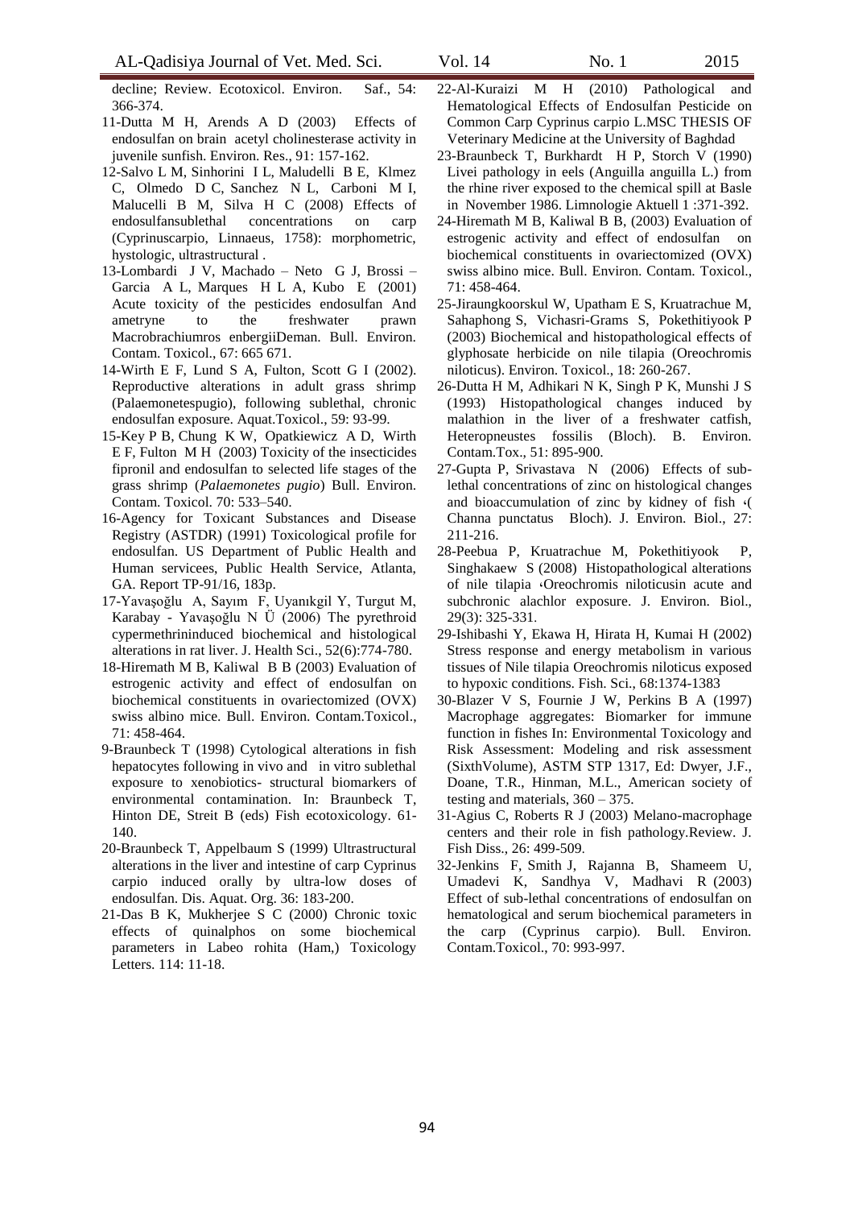decline; Review. Ecotoxicol. Environ. Saf., 54: 366-374.

11-Dutta M H, Arends A D (2003) Effects of endosulfan on brain acetyl cholinesterase activity in juvenile sunfish. Environ. Res., 91: 157-162.

12-Salvo L M, Sinhorini I L, Maludelli B E, Klmez C, Olmedo D C, Sanchez N L, Carboni M I, Malucelli B M, Silva H C (2008) Effects of endosulfansublethal concentrations on carp (Cyprinuscarpio, Linnaeus, 1758): morphometric, hystologic, ultrastructural .

13-Lombardi J V, Machado – Neto G J, Brossi – Garcia A L, Marques H L A, Kubo E (2001) Acute toxicity of the pesticides endosulfan And ametryne to the freshwater prawn Macrobrachiumros enbergiiDeman. Bull. Environ. Contam. Toxicol., 67: 665 671.

14-Wirth E F, Lund S A, Fulton, Scott G I (2002). Reproductive alterations in adult grass shrimp (Palaemonetespugio), following sublethal, chronic endosulfan exposure. Aquat.Toxicol., 59: 93-99.

15-Key P B, Chung K W, Opatkiewicz A D, Wirth E F, Fulton M H (2003) Toxicity of the insecticides fipronil and endosulfan to selected life stages of the grass shrimp (*Palaemonetes pugio*) Bull. Environ. Contam. Toxicol. 70: 533–540.

16-Agency for Toxicant Substances and Disease Registry (ASTDR) (1991) Toxicological profile for endosulfan. US Department of Public Health and Human servicees, Public Health Service, Atlanta, GA. Report TP-91/16, 183p.

17-Yavaşoğlu A, Sayım F, Uyanıkgil Y, Turgut M, Karabay - Yavaşoğlu N Ü (2006) The pyrethroid cypermethrininduced biochemical and histological alterations in rat liver. J. Health Sci., 52(6):774-780.

18-Hiremath M B, Kaliwal B B (2003) Evaluation of estrogenic activity and effect of endosulfan on biochemical constituents in ovariectomized (OVX) swiss albino mice. Bull. Environ. Contam.Toxicol., 71: 458-464.

9-Braunbeck T (1998) Cytological alterations in fish hepatocytes following in vivo and in vitro sublethal exposure to xenobiotics- structural biomarkers of environmental contamination. In: Braunbeck T, Hinton DE, Streit B (eds) Fish ecotoxicology. 61-140.

20-Braunbeck T, Appelbaum S (1999) Ultrastructural alterations in the liver and intestine of carp Cyprinus carpio induced orally by ultra-low doses of endosulfan. Dis. Aquat. Org. 36: 183-200.

21-Das B K, Mukherjee S C (2000) Chronic toxic effects of quinalphos on some biochemical parameters in Labeo rohita (Ham,) Toxicology Letters. 114: 11-18.

22-Al-Kuraizi M H (2010) Pathological and Hematological Effects of Endosulfan Pesticide on Common Carp Cyprinus carpio L.MSC THESIS OF Veterinary Medicine at the University of Baghdad

23-Braunbeck T, Burkhardt H P, Storch V (1990) Livei pathology in eels (Anguilla anguilla L.) from the rhine river exposed to the chemical spill at Basle in November 1986. Limnologie Aktuell 1 :371-392.

24-Hiremath M B, Kaliwal B B, (2003) Evaluation of estrogenic activity and effect of endosulfan on biochemical constituents in ovariectomized (OVX) swiss albino mice. Bull. Environ. Contam. Toxicol., 71: 458-464.

25-Jiraungkoorskul W, Upatham E S, Kruatrachue M, Sahaphong S, Vichasri-Grams S, Pokethitiyook P (2003) Biochemical and histopathological effects of glyphosate herbicide on nile tilapia (Oreochromis niloticus). Environ. Toxicol., 18: 260-267.

26-Dutta H M, Adhikari N K, Singh P K, Munshi J S (1993) Histopathological changes induced by malathion in the liver of a freshwater catfish, Heteropneustes fossilis (Bloch). B. Environ. Contam.Tox., 51: 895-900.

27-Gupta P, Srivastava N (2006) Effects of sub-lethal concentrations of zinc on histological changes and bioaccumulation of zinc by kidney of fish ،( Channa punctatus Bloch). J. Environ. Biol., 27: 211-216.

28-Peebua P, Kruatrachue M, Pokethitiyook P, Singhakaew S (2008) Histopathological alterations of nile tilapia ،Oreochromis niloticusin acute and subchronic alachlor exposure. J. Environ. Biol., 29(3): 325-331.

29-Ishibashi Y, Ekawa H, Hirata H, Kumai H (2002) Stress response and energy metabolism in various tissues of Nile tilapia Oreochromis niloticus exposed to hypoxic conditions. Fish. Sci., 68:1374-1383

30-Blazer V S, Fournie J W, Perkins B A (1997) Macrophage aggregates: Biomarker for immune function in fishes In: Environmental Toxicology and Risk Assessment: Modeling and risk assessment (SixthVolume), ASTM STP 1317, Ed: Dwyer, J.F., Doane, T.R., Hinman, M.L., American society of testing and materials, 360 – 375.

31-Agius C, Roberts R J (2003) Melano-macrophage centers and their role in fish pathology.Review. J. Fish Diss., 26: 499-509.

32-Jenkins F, Smith J, Rajanna B, Shameem U, Umadevi K, Sandhya V, Madhavi R (2003) Effect of sub-lethal concentrations of endosulfan on hematological and serum biochemical parameters in the carp (Cyprinus carpio). Bull. Environ. Contam.Toxicol., 70: 993-997.